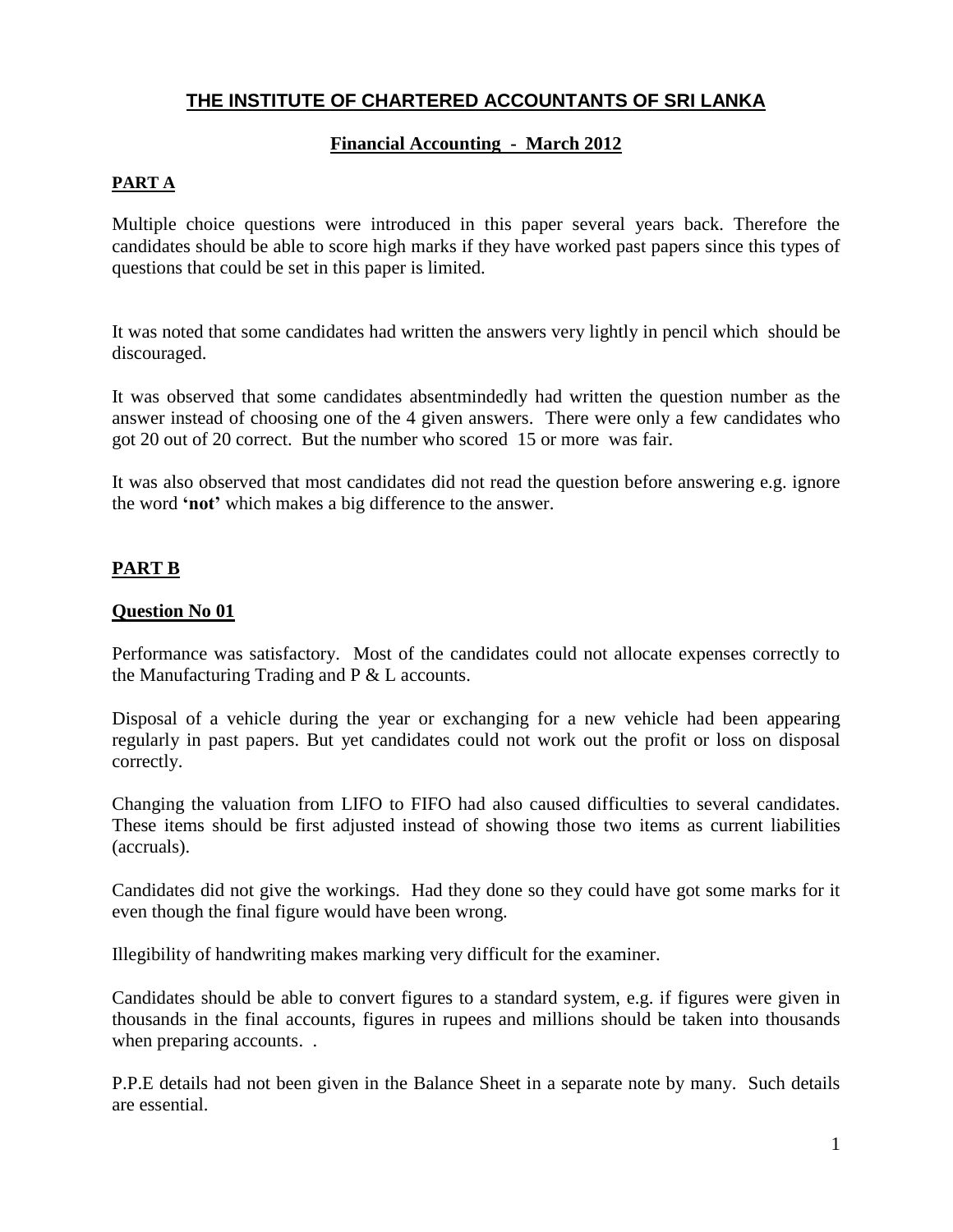# THE INSTITUTE OF CHARTERED ACCOUNTANTS OF SRI LANKA

## Financial Accounting - March 2012

### PART A

Multiple choice questions were introduced in this paper several years back. Therefore the candidates should be able to score high marks if they have worked past papers since this types of questions that could be set in this paper is limited.

It was noted that some candidates had written the answers very lightly in pencil which should be discouraged.

It was observed that some candidates absentmindedly had written the question number as the answer instead of choosing one of the 4 given answers. There were only a few candidates who got 20 out of 20 correct. But the number who scored 15 or more was fair.

It was also observed that most candidates did not read the question before answering e.g. ignore the word **'not'** which makes a big difference to the answer.

### PART B

#### Question No 01

Performance was satisfactory. Most of the candidates could not allocate expenses correctly to the Manufacturing Trading and P & L accounts.

Disposal of a vehicle during the year or exchanging for a new vehicle had been appearing regularly in past papers. But yet candidates could not work out the profit or loss on disposal correctly.

Changing the valuation from LIFO to FIFO had also caused difficulties to several candidates. These items should be first adjusted instead of showing those two items as current liabilities (accruals).

Candidates did not give the workings. Had they done so they could have got some marks for it even though the final figure would have been wrong.

Illegibility of handwriting makes marking very difficult for the examiner.

Candidates should be able to convert figures to a standard system, e.g. if figures were given in thousands in the final accounts, figures in rupees and millions should be taken into thousands when preparing accounts. .

P.P.E details had not been given in the Balance Sheet in a separate note by many. Such details are essential.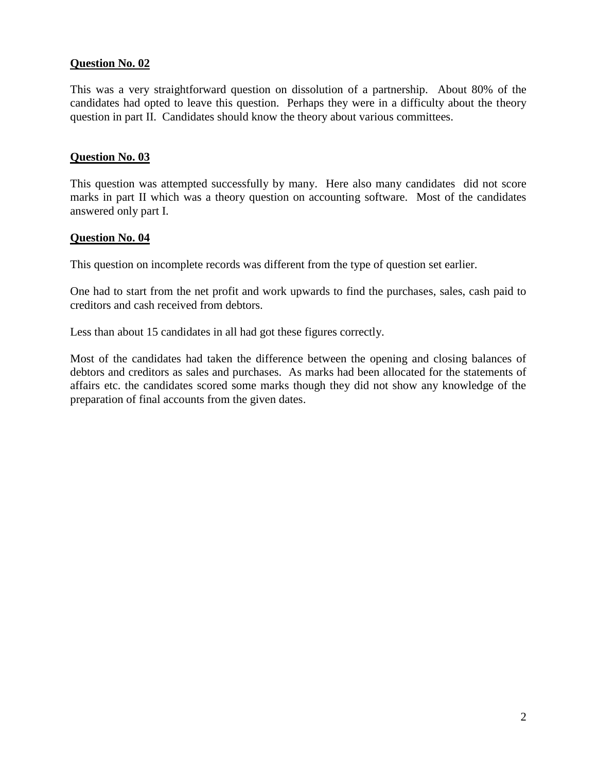**Question No. 02**

This was a very straightforward question on dissolution of a partnership. About 80% of the candidates had opted to leave this question. Perhaps they were in a difficulty about the theory question in part II. Candidates should know the theory about various committees.

**Question No. 03**

This question was attempted successfully by many. Here also many candidates did not score marks in part II which was a theory question on accounting software. Most of the candidates answered only part I.

**Question No. 04**

This question on incomplete records was different from the type of question set earlier.

One had to start from the net profit and work upwards to find the purchases, sales, cash paid to creditors and cash received from debtors.

Less than about 15 candidates in all had got these figures correctly.

Most of the candidates had taken the difference between the opening and closing balances of debtors and creditors as sales and purchases. As marks had been allocated for the statements of affairs etc. the candidates scored some marks though they did not show any knowledge of the preparation of final accounts from the given dates.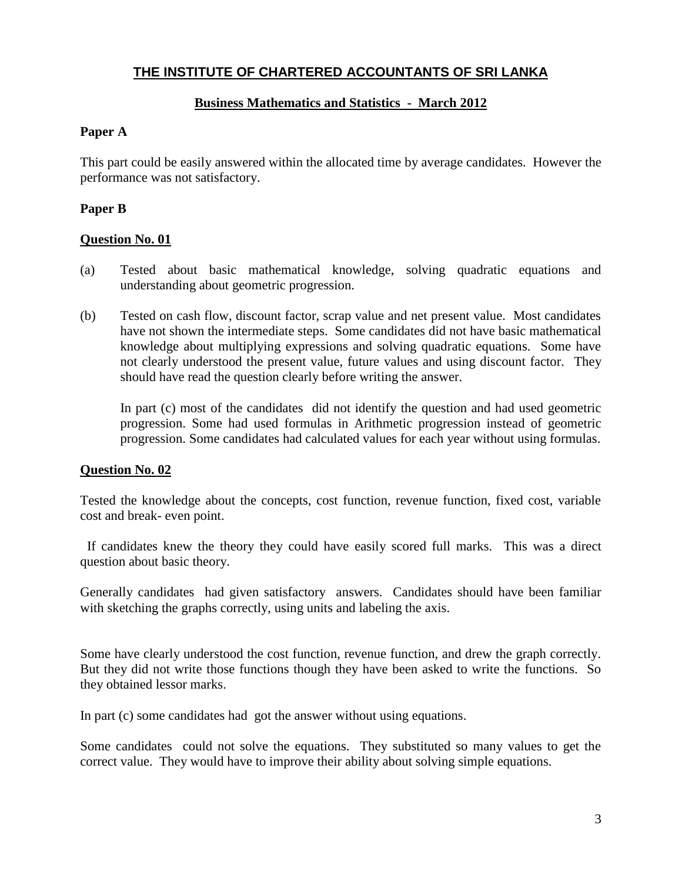## THE INSTITUTE OF CHARTERED ACCOUNTANTS OF SRI LANKA

### Business Mathematics and Statistics - March 2012

**Paper A**

This part could be easily answered within the allocated time by average candidates. However the performance was not satisfactory.

**Paper B**

**Question No. 01**

(a) Tested about basic mathematical knowledge, solving quadratic equations and understanding about geometric progression.

(b) Tested on cash flow, discount factor, scrap value and net present value. Most candidates have not shown the intermediate steps. Some candidates did not have basic mathematical knowledge about multiplying expressions and solving quadratic equations. Some have not clearly understood the present value, future values and using discount factor. They should have read the question clearly before writing the answer.

In part (c) most of the candidates did not identify the question and had used geometric progression. Some had used formulas in Arithmetic progression instead of geometric progression. Some candidates had calculated values for each year without using formulas.

**Question No. 02**

Tested the knowledge about the concepts, cost function, revenue function, fixed cost, variable cost and break- even point.

If candidates knew the theory they could have easily scored full marks. This was a direct question about basic theory.

Generally candidates had given satisfactory answers. Candidates should have been familiar with sketching the graphs correctly, using units and labeling the axis.

Some have clearly understood the cost function, revenue function, and drew the graph correctly. But they did not write those functions though they have been asked to write the functions. So they obtained lessor marks.

In part (c) some candidates had got the answer without using equations.

Some candidates could not solve the equations. They substituted so many values to get the correct value. They would have to improve their ability about solving simple equations.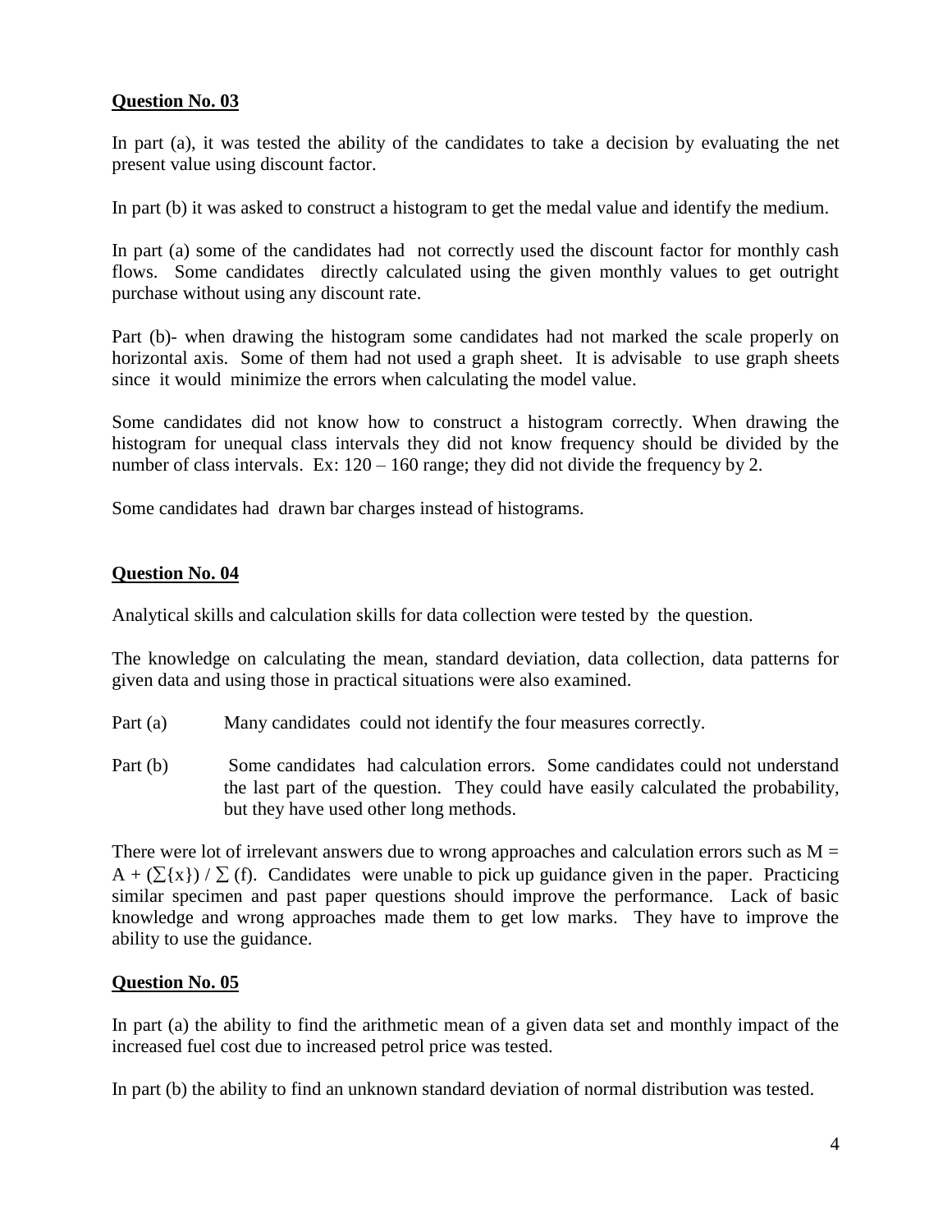**Question No. 03**

In part (a), it was tested the ability of the candidates to take a decision by evaluating the net present value using discount factor.

In part (b) it was asked to construct a histogram to get the medal value and identify the medium.

In part (a) some of the candidates had not correctly used the discount factor for monthly cash flows. Some candidates directly calculated using the given monthly values to get outright purchase without using any discount rate.

Part (b)- when drawing the histogram some candidates had not marked the scale properly on horizontal axis. Some of them had not used a graph sheet. It is advisable to use graph sheets since it would minimize the errors when calculating the model value.

Some candidates did not know how to construct a histogram correctly. When drawing the histogram for unequal class intervals they did not know frequency should be divided by the number of class intervals. Ex: 120 – 160 range; they did not divide the frequency by 2.

Some candidates had drawn bar charges instead of histograms.

**Question No. 04**

Analytical skills and calculation skills for data collection were tested by the question.

The knowledge on calculating the mean, standard deviation, data collection, data patterns for given data and using those in practical situations were also examined.

Part (a) Many candidates could not identify the four measures correctly.

Part (b) Some candidates had calculation errors. Some candidates could not understand the last part of the question. They could have easily calculated the probability, but they have used other long methods.

There were lot of irrelevant answers due to wrong approaches and calculation errors such as $M = A + (\sum\{x\}) / \sum (f)$. Candidates were unable to pick up guidance given in the paper. Practicing similar specimen and past paper questions should improve the performance. Lack of basic knowledge and wrong approaches made them to get low marks. They have to improve the ability to use the guidance.

**Question No. 05**

In part (a) the ability to find the arithmetic mean of a given data set and monthly impact of the increased fuel cost due to increased petrol price was tested.

In part (b) the ability to find an unknown standard deviation of normal distribution was tested.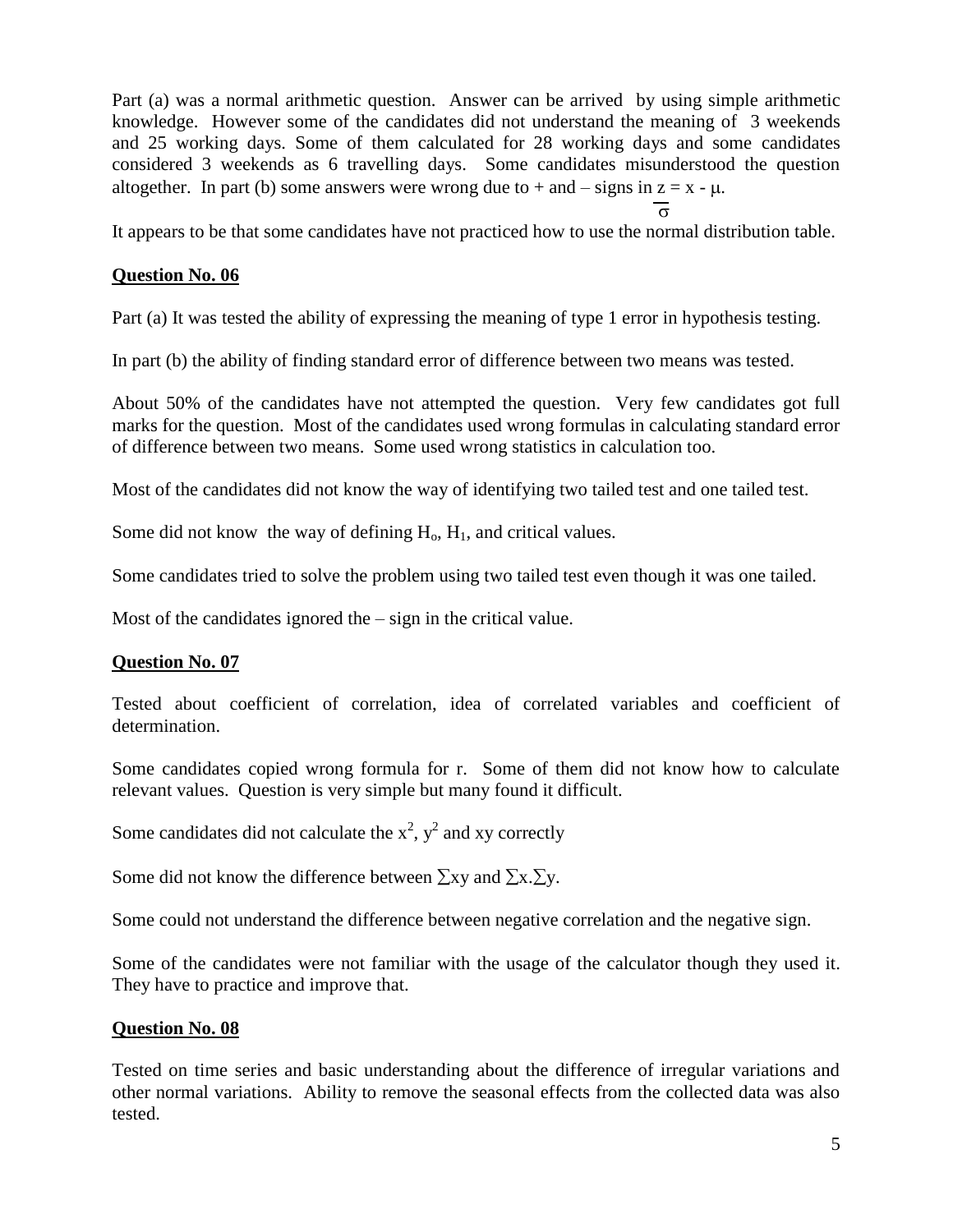Part (a) was a normal arithmetic question. Answer can be arrived by using simple arithmetic knowledge. However some of the candidates did not understand the meaning of 3 weekends and 25 working days. Some of them calculated for 28 working days and some candidates considered 3 weekends as 6 travelling days. Some candidates misunderstood the question altogether. In part (b) some answers were wrong due to + and – signs in $z = \frac{x - \mu}{\sigma}$.

It appears to be that some candidates have not practiced how to use the normal distribution table.

**Question No. 06**

Part (a) It was tested the ability of expressing the meaning of type 1 error in hypothesis testing.

In part (b) the ability of finding standard error of difference between two means was tested.

About 50% of the candidates have not attempted the question. Very few candidates got full marks for the question. Most of the candidates used wrong formulas in calculating standard error of difference between two means. Some used wrong statistics in calculation too.

Most of the candidates did not know the way of identifying two tailed test and one tailed test.

Some did not know the way of defining $H_o$, $H_1$, and critical values.

Some candidates tried to solve the problem using two tailed test even though it was one tailed.

Most of the candidates ignored the – sign in the critical value.

**Question No. 07**

Tested about coefficient of correlation, idea of correlated variables and coefficient of determination.

Some candidates copied wrong formula for r. Some of them did not know how to calculate relevant values. Question is very simple but many found it difficult.

Some candidates did not calculate the $x^2$, $y^2$ and xy correctly

Some did not know the difference between $\sum xy$ and $\sum x.\sum y$.

Some could not understand the difference between negative correlation and the negative sign.

Some of the candidates were not familiar with the usage of the calculator though they used it. They have to practice and improve that.

**Question No. 08**

Tested on time series and basic understanding about the difference of irregular variations and other normal variations. Ability to remove the seasonal effects from the collected data was also tested.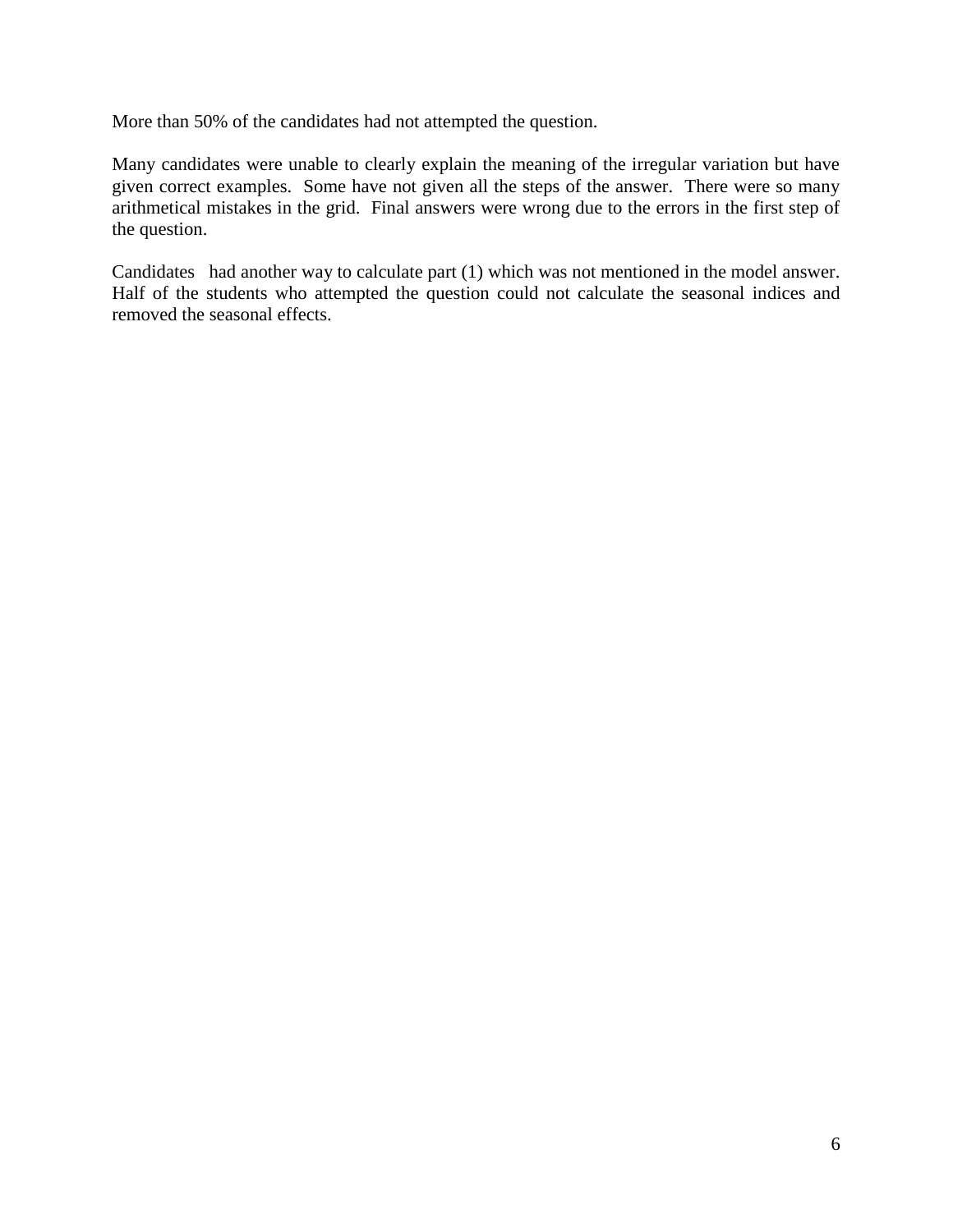More than 50% of the candidates had not attempted the question.

Many candidates were unable to clearly explain the meaning of the irregular variation but have given correct examples. Some have not given all the steps of the answer. There were so many arithmetical mistakes in the grid. Final answers were wrong due to the errors in the first step of the question.

Candidates had another way to calculate part (1) which was not mentioned in the model answer. Half of the students who attempted the question could not calculate the seasonal indices and removed the seasonal effects.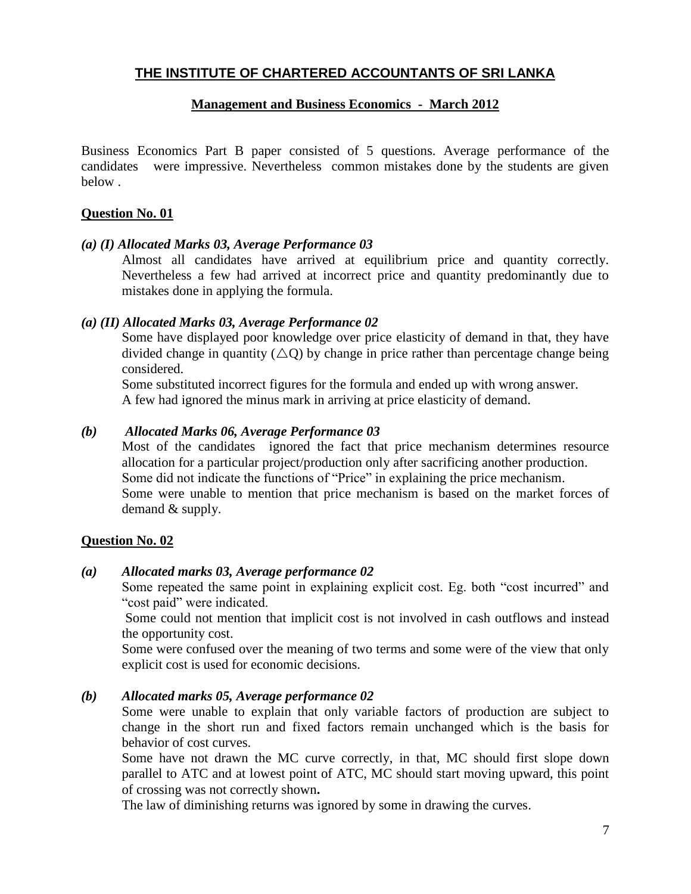## THE INSTITUTE OF CHARTERED ACCOUNTANTS OF SRI LANKA

### Management and Business Economics - March 2012

Business Economics Part B paper consisted of 5 questions. Average performance of the candidates were impressive. Nevertheless common mistakes done by the students are given below .

**Question No. 01**

***(a) (I) Allocated Marks 03, Average Performance 03***

Almost all candidates have arrived at equilibrium price and quantity correctly. Nevertheless a few had arrived at incorrect price and quantity predominantly due to mistakes done in applying the formula.

***(a) (II) Allocated Marks 03, Average Performance 02***

Some have displayed poor knowledge over price elasticity of demand in that, they have divided change in quantity ($\triangle$Q) by change in price rather than percentage change being considered.

Some substituted incorrect figures for the formula and ended up with wrong answer.

A few had ignored the minus mark in arriving at price elasticity of demand.

***(b) Allocated Marks 06, Average Performance 03***

Most of the candidates ignored the fact that price mechanism determines resource allocation for a particular project/production only after sacrificing another production.

Some did not indicate the functions of "Price" in explaining the price mechanism.

Some were unable to mention that price mechanism is based on the market forces of demand & supply.

**Question No. 02**

***(a) Allocated marks 03, Average performance 02***

Some repeated the same point in explaining explicit cost. Eg. both "cost incurred" and "cost paid" were indicated.

Some could not mention that implicit cost is not involved in cash outflows and instead the opportunity cost.

Some were confused over the meaning of two terms and some were of the view that only explicit cost is used for economic decisions.

***(b) Allocated marks 05, Average performance 02***

Some were unable to explain that only variable factors of production are subject to change in the short run and fixed factors remain unchanged which is the basis for behavior of cost curves.

Some have not drawn the MC curve correctly, in that, MC should first slope down parallel to ATC and at lowest point of ATC, MC should start moving upward, this point of crossing was not correctly shown**.**

The law of diminishing returns was ignored by some in drawing the curves.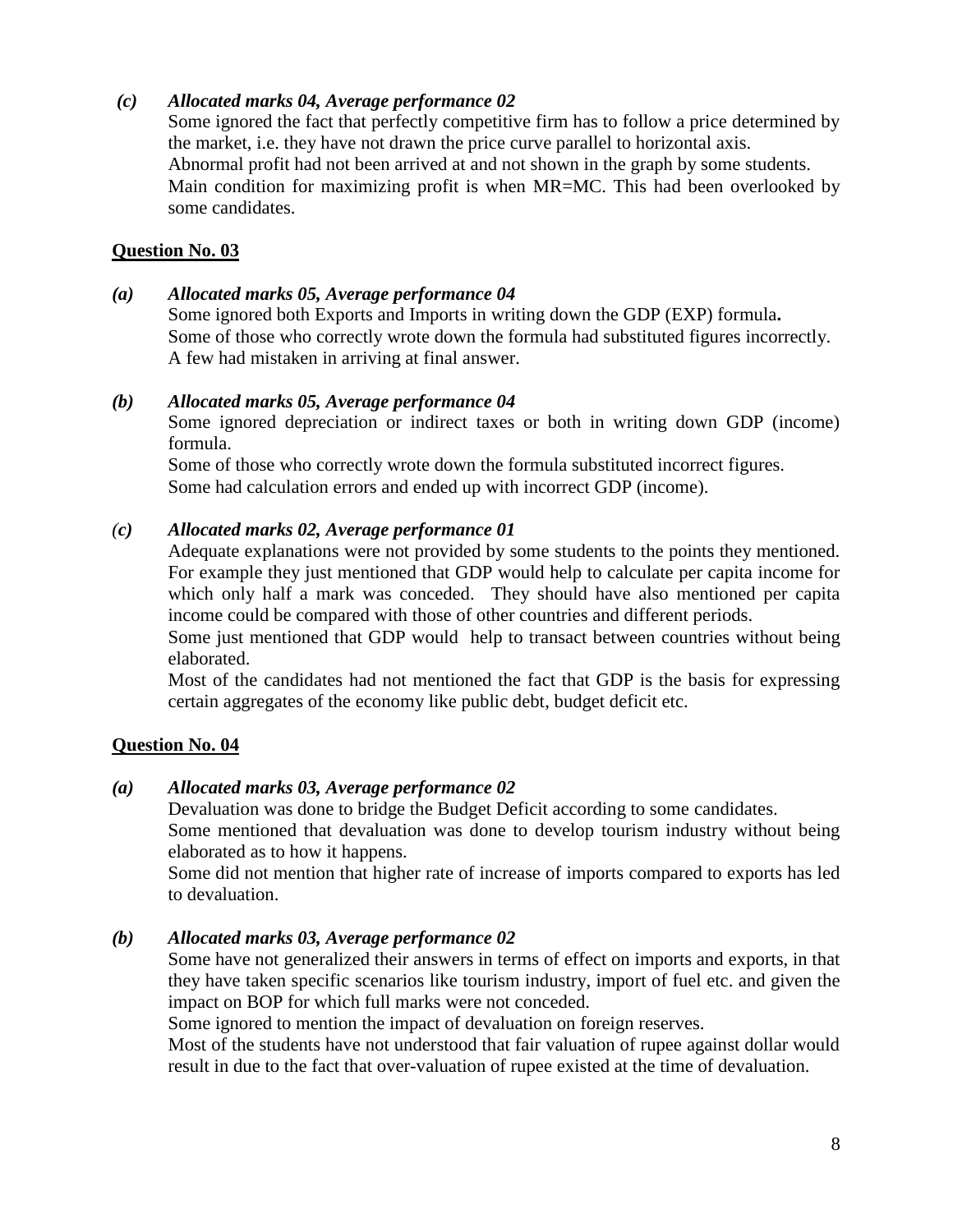***(c) Allocated marks 04, Average performance 02***

Some ignored the fact that perfectly competitive firm has to follow a price determined by the market, i.e. they have not drawn the price curve parallel to horizontal axis.
Abnormal profit had not been arrived at and not shown in the graph by some students.
Main condition for maximizing profit is when MR=MC. This had been overlooked by some candidates.

## Question No. 03

***(a) Allocated marks 05, Average performance 04***

Some ignored both Exports and Imports in writing down the GDP (EXP) formula**.**
Some of those who correctly wrote down the formula had substituted figures incorrectly.
A few had mistaken in arriving at final answer.

***(b) Allocated marks 05, Average performance 04***

Some ignored depreciation or indirect taxes or both in writing down GDP (income) formula.
Some of those who correctly wrote down the formula substituted incorrect figures.
Some had calculation errors and ended up with incorrect GDP (income).

***(c) Allocated marks 02, Average performance 01***

Adequate explanations were not provided by some students to the points they mentioned. For example they just mentioned that GDP would help to calculate per capita income for which only half a mark was conceded. They should have also mentioned per capita income could be compared with those of other countries and different periods.
Some just mentioned that GDP would help to transact between countries without being elaborated.
Most of the candidates had not mentioned the fact that GDP is the basis for expressing certain aggregates of the economy like public debt, budget deficit etc.

## Question No. 04

***(a) Allocated marks 03, Average performance 02***

Devaluation was done to bridge the Budget Deficit according to some candidates.
Some mentioned that devaluation was done to develop tourism industry without being elaborated as to how it happens.
Some did not mention that higher rate of increase of imports compared to exports has led to devaluation.

***(b) Allocated marks 03, Average performance 02***

Some have not generalized their answers in terms of effect on imports and exports, in that they have taken specific scenarios like tourism industry, import of fuel etc. and given the impact on BOP for which full marks were not conceded.
Some ignored to mention the impact of devaluation on foreign reserves.
Most of the students have not understood that fair valuation of rupee against dollar would result in due to the fact that over-valuation of rupee existed at the time of devaluation.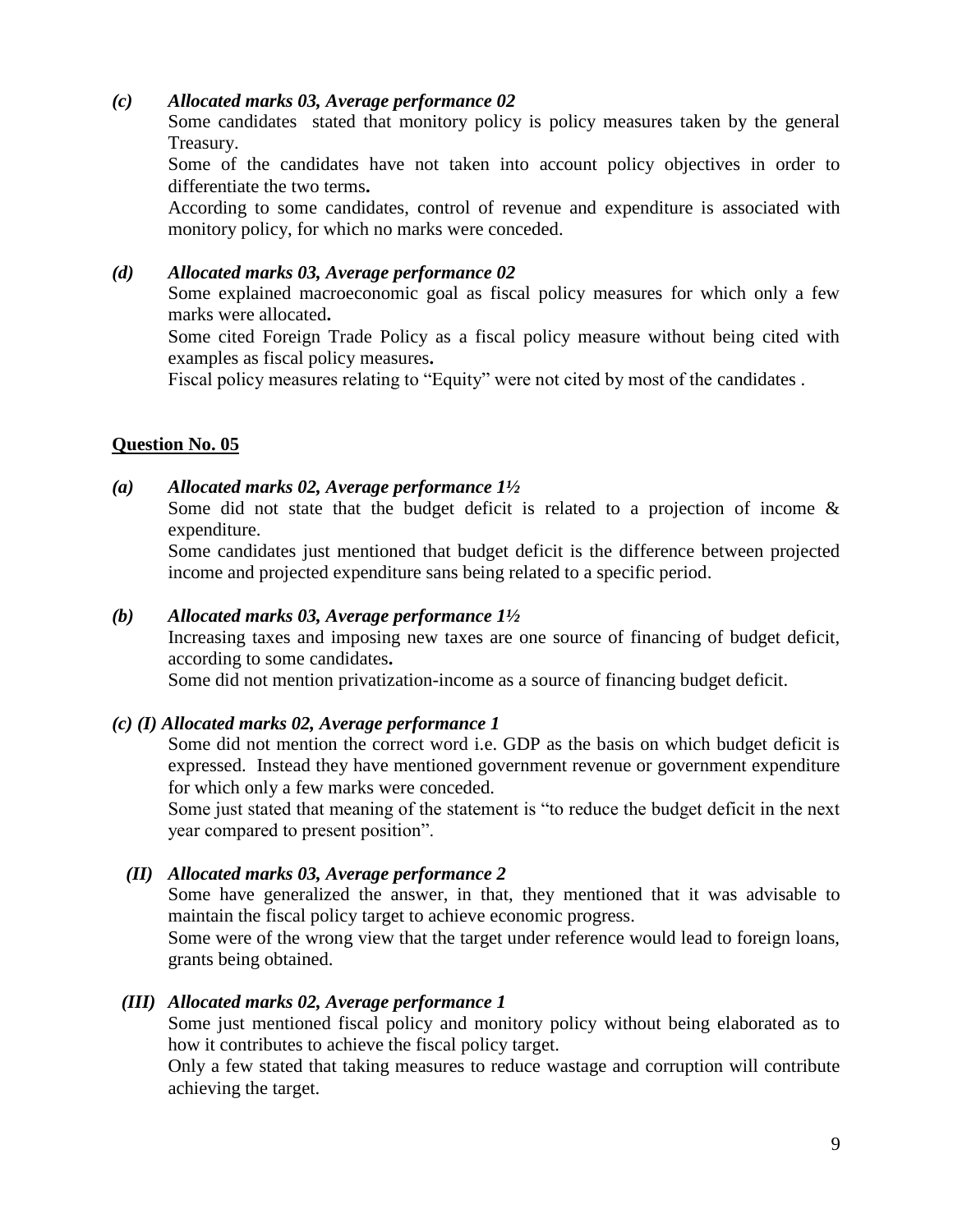***(c) Allocated marks 03, Average performance 02***

Some candidates  stated that monitory policy is policy measures taken by the general Treasury.

Some of the candidates have not taken into account policy objectives in order to differentiate the two terms**.**

According to some candidates, control of revenue and expenditure is associated with monitory policy, for which no marks were conceded.

***(d) Allocated marks 03, Average performance 02***

Some explained macroeconomic goal as fiscal policy measures for which only a few marks were allocated**.**

Some cited Foreign Trade Policy as a fiscal policy measure without being cited with examples as fiscal policy measures**.**

Fiscal policy measures relating to "Equity" were not cited by most of the candidates .

## Question No. 05

***(a) Allocated marks 02, Average performance 1½***

Some did not state that the budget deficit is related to a projection of income & expenditure.

Some candidates just mentioned that budget deficit is the difference between projected income and projected expenditure sans being related to a specific period.

***(b) Allocated marks 03, Average performance 1½***

Increasing taxes and imposing new taxes are one source of financing of budget deficit, according to some candidates**.**

Some did not mention privatization-income as a source of financing budget deficit.

***(c) (I) Allocated marks 02, Average performance 1***

Some did not mention the correct word i.e. GDP as the basis on which budget deficit is expressed.  Instead they have mentioned government revenue or government expenditure for which only a few marks were conceded.

Some just stated that meaning of the statement is "to reduce the budget deficit in the next year compared to present position".

***(II) Allocated marks 03, Average performance 2***

Some have generalized the answer, in that, they mentioned that it was advisable to maintain the fiscal policy target to achieve economic progress.

Some were of the wrong view that the target under reference would lead to foreign loans, grants being obtained.

***(III) Allocated marks 02, Average performance 1***

Some just mentioned fiscal policy and monitory policy without being elaborated as to how it contributes to achieve the fiscal policy target.

Only a few stated that taking measures to reduce wastage and corruption will contribute achieving the target.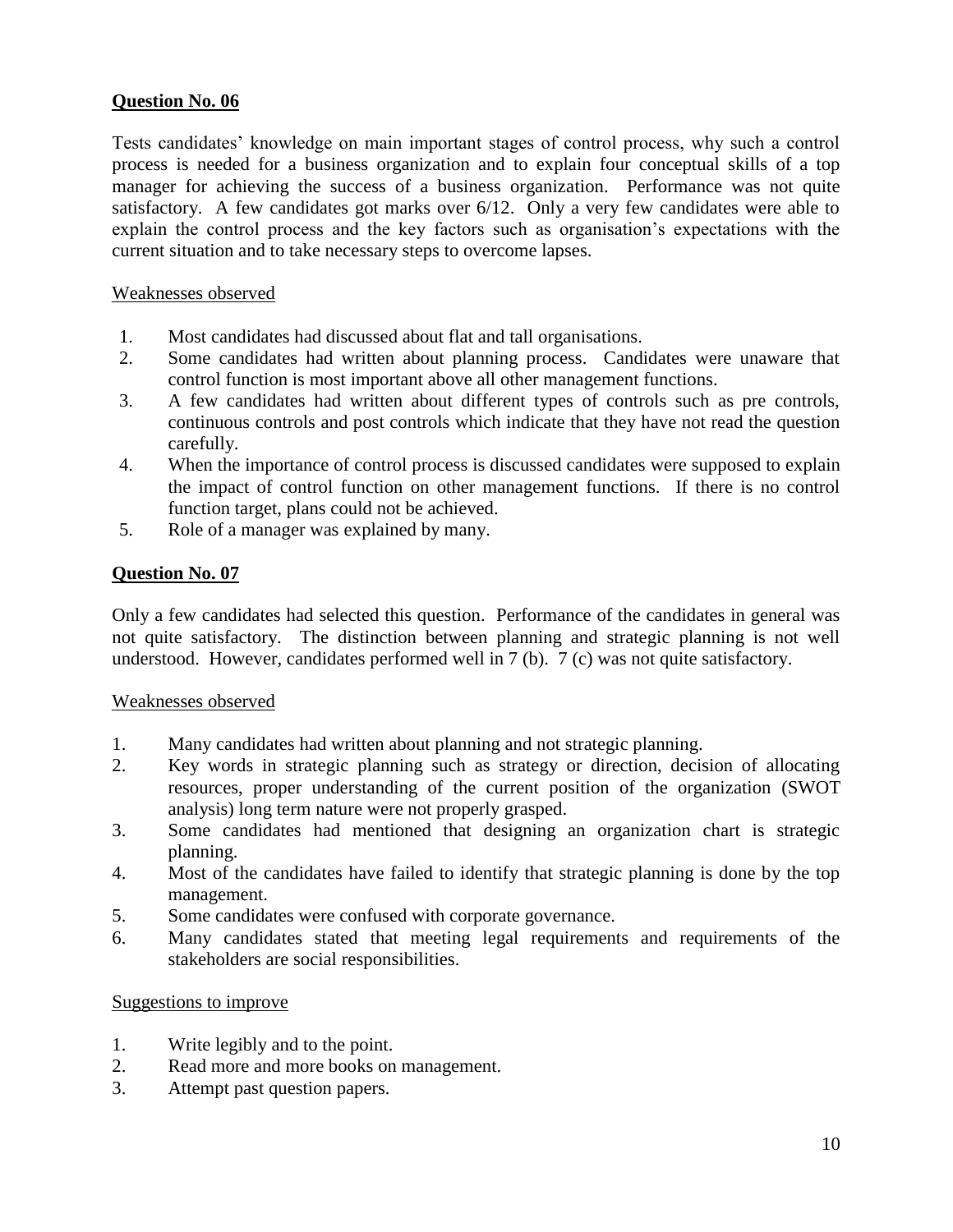**Question No. 06**

Tests candidates' knowledge on main important stages of control process, why such a control process is needed for a business organization and to explain four conceptual skills of a top manager for achieving the success of a business organization. Performance was not quite satisfactory. A few candidates got marks over 6/12. Only a very few candidates were able to explain the control process and the key factors such as organisation's expectations with the current situation and to take necessary steps to overcome lapses.

Weaknesses observed

1. Most candidates had discussed about flat and tall organisations.
2. Some candidates had written about planning process. Candidates were unaware that control function is most important above all other management functions.
3. A few candidates had written about different types of controls such as pre controls, continuous controls and post controls which indicate that they have not read the question carefully.
4. When the importance of control process is discussed candidates were supposed to explain the impact of control function on other management functions. If there is no control function target, plans could not be achieved.
5. Role of a manager was explained by many.

**Question No. 07**

Only a few candidates had selected this question. Performance of the candidates in general was not quite satisfactory. The distinction between planning and strategic planning is not well understood. However, candidates performed well in 7 (b). 7 (c) was not quite satisfactory.

Weaknesses observed

1. Many candidates had written about planning and not strategic planning.
2. Key words in strategic planning such as strategy or direction, decision of allocating resources, proper understanding of the current position of the organization (SWOT analysis) long term nature were not properly grasped.
3. Some candidates had mentioned that designing an organization chart is strategic planning.
4. Most of the candidates have failed to identify that strategic planning is done by the top management.
5. Some candidates were confused with corporate governance.
6. Many candidates stated that meeting legal requirements and requirements of the stakeholders are social responsibilities.

Suggestions to improve

1. Write legibly and to the point.
2. Read more and more books on management.
3. Attempt past question papers.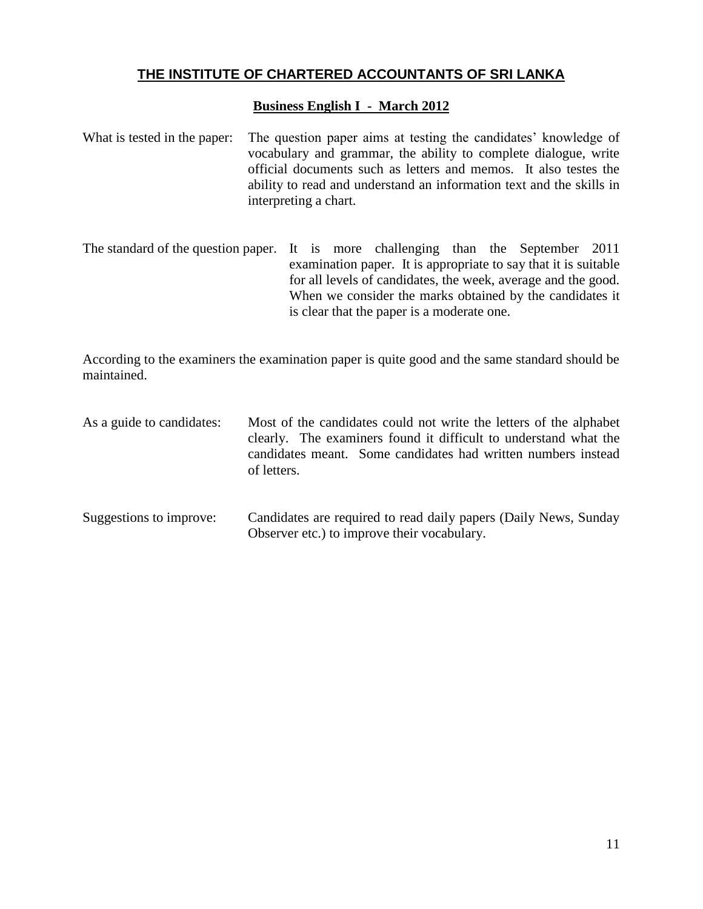## THE INSTITUTE OF CHARTERED ACCOUNTANTS OF SRI LANKA

### Business English I - March 2012

What is tested in the paper: The question paper aims at testing the candidates' knowledge of vocabulary and grammar, the ability to complete dialogue, write official documents such as letters and memos. It also testes the ability to read and understand an information text and the skills in interpreting a chart.

The standard of the question paper. It is more challenging than the September 2011 examination paper. It is appropriate to say that it is suitable for all levels of candidates, the week, average and the good. When we consider the marks obtained by the candidates it is clear that the paper is a moderate one.

According to the examiners the examination paper is quite good and the same standard should be maintained.

As a guide to candidates: Most of the candidates could not write the letters of the alphabet clearly. The examiners found it difficult to understand what the candidates meant. Some candidates had written numbers instead of letters.

Suggestions to improve: Candidates are required to read daily papers (Daily News, Sunday Observer etc.) to improve their vocabulary.